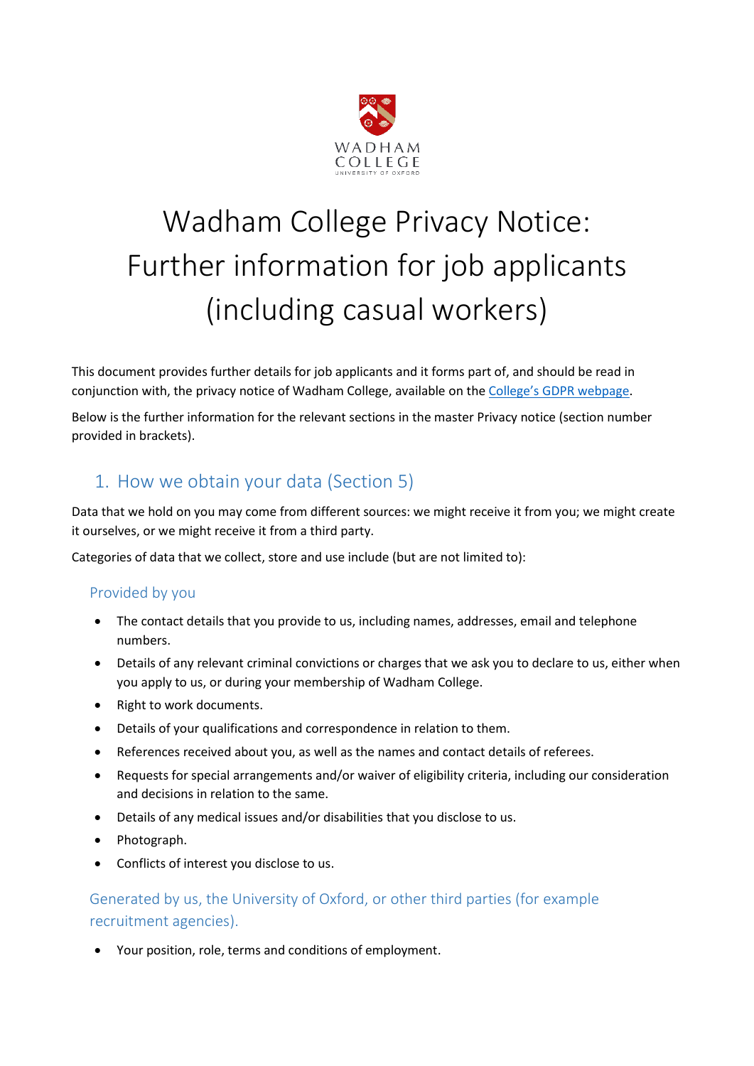# Wadham College Privacy Notice: Further information for job applicants (including casual workers)

This document provides further details for job applicants and it forms part of, and should be read in conjunction with, the privacy notice of Wadham College, available on the [College's GDPR webpage](#).

Below is the further information for the relevant sections in the master Privacy notice (section number provided in brackets).

## 1. How we obtain your data (Section 5)

Data that we hold on you may come from different sources: we might receive it from you; we might create it ourselves, or we might receive it from a third party.

Categories of data that we collect, store and use include (but are not limited to):

### Provided by you

- The contact details that you provide to us, including names, addresses, email and telephone numbers.
- Details of any relevant criminal convictions or charges that we ask you to declare to us, either when you apply to us, or during your membership of Wadham College.
- Right to work documents.
- Details of your qualifications and correspondence in relation to them.
- References received about you, as well as the names and contact details of referees.
- Requests for special arrangements and/or waiver of eligibility criteria, including our consideration and decisions in relation to the same.
- Details of any medical issues and/or disabilities that you disclose to us.
- Photograph.
- Conflicts of interest you disclose to us.

### Generated by us, the University of Oxford, or other third parties (for example recruitment agencies).

- Your position, role, terms and conditions of employment.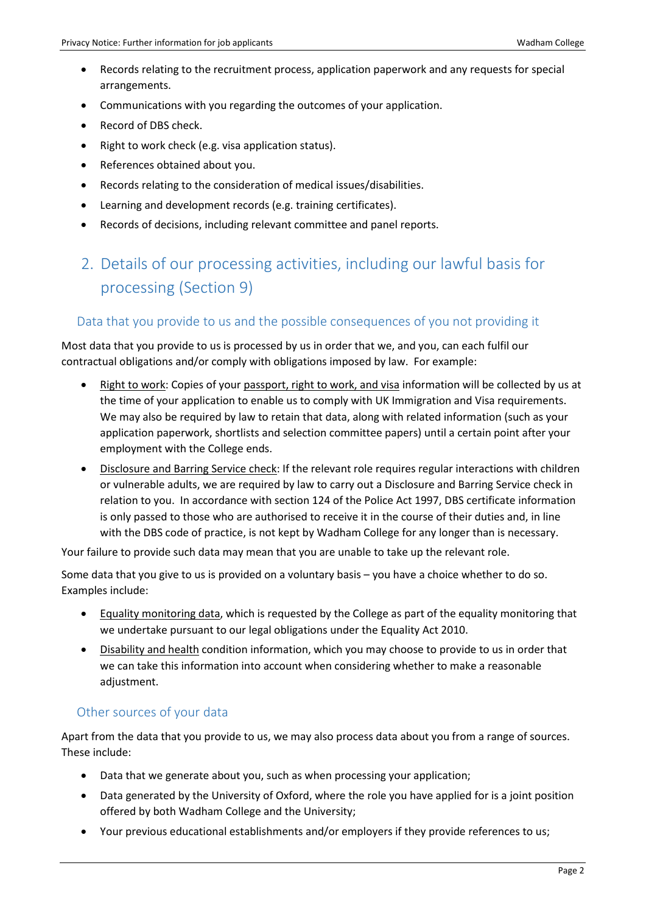- Records relating to the recruitment process, application paperwork and any requests for special arrangements.
- Communications with you regarding the outcomes of your application.
- Record of DBS check.
- Right to work check (e.g. visa application status).
- References obtained about you.
- Records relating to the consideration of medical issues/disabilities.
- Learning and development records (e.g. training certificates).
- Records of decisions, including relevant committee and panel reports.

## 2. Details of our processing activities, including our lawful basis for processing (Section 9)

### Data that you provide to us and the possible consequences of you not providing it

Most data that you provide to us is processed by us in order that we, and you, can each fulfil our contractual obligations and/or comply with obligations imposed by law. For example:

- Right to work: Copies of your passport, right to work, and visa information will be collected by us at the time of your application to enable us to comply with UK Immigration and Visa requirements. We may also be required by law to retain that data, along with related information (such as your application paperwork, shortlists and selection committee papers) until a certain point after your employment with the College ends.
- Disclosure and Barring Service check: If the relevant role requires regular interactions with children or vulnerable adults, we are required by law to carry out a Disclosure and Barring Service check in relation to you. In accordance with section 124 of the Police Act 1997, DBS certificate information is only passed to those who are authorised to receive it in the course of their duties and, in line with the DBS code of practice, is not kept by Wadham College for any longer than is necessary.

Your failure to provide such data may mean that you are unable to take up the relevant role.

Some data that you give to us is provided on a voluntary basis – you have a choice whether to do so. Examples include:

- Equality monitoring data, which is requested by the College as part of the equality monitoring that we undertake pursuant to our legal obligations under the Equality Act 2010.
- Disability and health condition information, which you may choose to provide to us in order that we can take this information into account when considering whether to make a reasonable adjustment.

### Other sources of your data

Apart from the data that you provide to us, we may also process data about you from a range of sources. These include:

- Data that we generate about you, such as when processing your application;
- Data generated by the University of Oxford, where the role you have applied for is a joint position offered by both Wadham College and the University;
- Your previous educational establishments and/or employers if they provide references to us;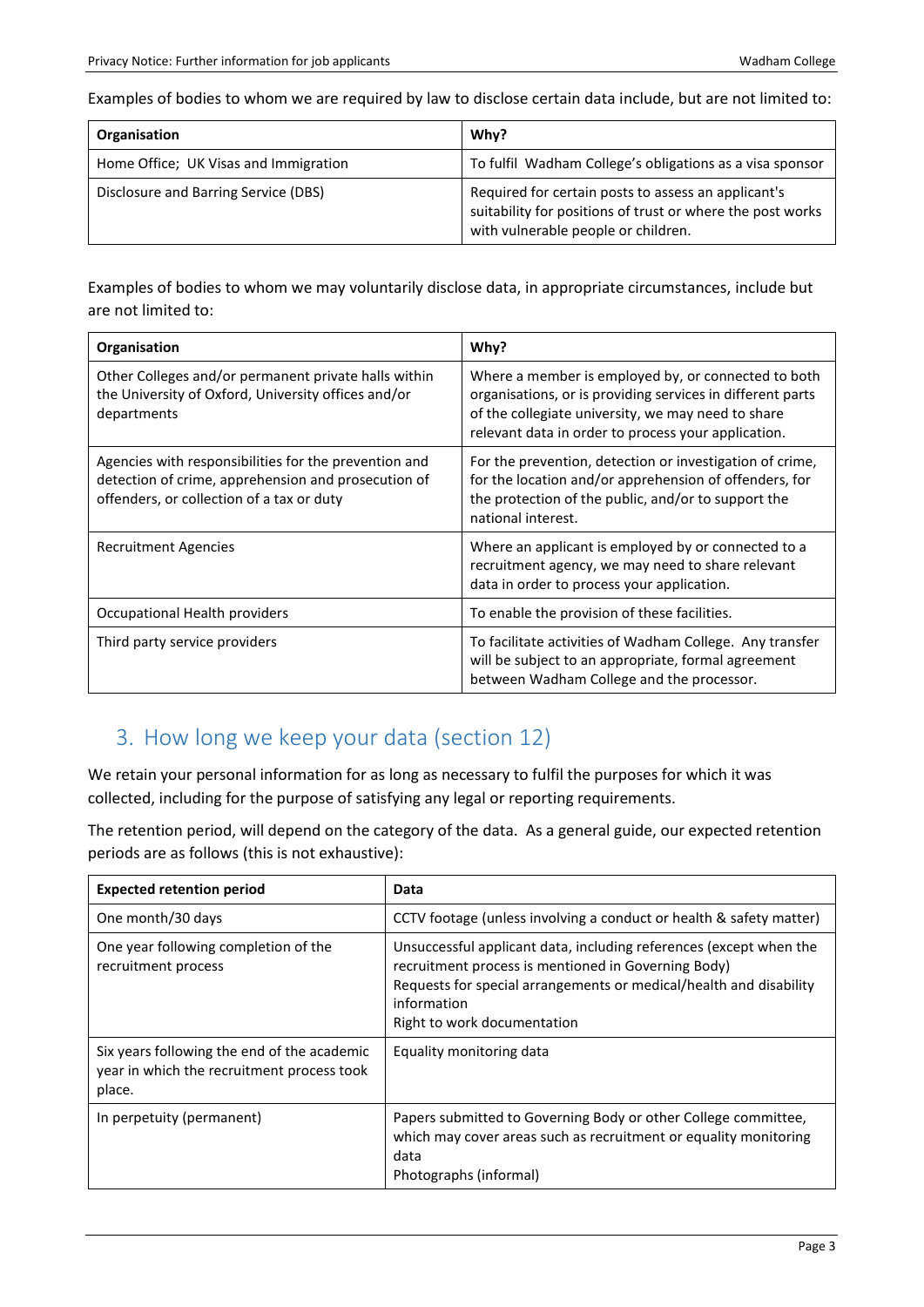Examples of bodies to whom we are required by law to disclose certain data include, but are not limited to:

| Organisation | Why? |
| --- | --- |
| Home Office; UK Visas and Immigration | To fulfil Wadham College's obligations as a visa sponsor |
| Disclosure and Barring Service (DBS) | Required for certain posts to assess an applicant's suitability for positions of trust or where the post works with vulnerable people or children. |

Examples of bodies to whom we may voluntarily disclose data, in appropriate circumstances, include but are not limited to:

| Organisation | Why? |
| --- | --- |
| Other Colleges and/or permanent private halls within the University of Oxford, University offices and/or departments | Where a member is employed by, or connected to both organisations, or is providing services in different parts of the collegiate university, we may need to share relevant data in order to process your application. |
| Agencies with responsibilities for the prevention and detection of crime, apprehension and prosecution of offenders, or collection of a tax or duty | For the prevention, detection or investigation of crime, for the location and/or apprehension of offenders, for the protection of the public, and/or to support the national interest. |
| Recruitment Agencies | Where an applicant is employed by or connected to a recruitment agency, we may need to share relevant data in order to process your application. |
| Occupational Health providers | To enable the provision of these facilities. |
| Third party service providers | To facilitate activities of Wadham College. Any transfer will be subject to an appropriate, formal agreement between Wadham College and the processor. |

## 3. How long we keep your data (section 12)

We retain your personal information for as long as necessary to fulfil the purposes for which it was collected, including for the purpose of satisfying any legal or reporting requirements.

The retention period, will depend on the category of the data. As a general guide, our expected retention periods are as follows (this is not exhaustive):

| Expected retention period | Data |
| --- | --- |
| One month/30 days | CCTV footage (unless involving a conduct or health & safety matter) |
| One year following completion of the recruitment process | Unsuccessful applicant data, including references (except when the recruitment process is mentioned in Governing Body)<br>Requests for special arrangements or medical/health and disability information<br>Right to work documentation |
| Six years following the end of the academic year in which the recruitment process took place. | Equality monitoring data |
| In perpetuity (permanent) | Papers submitted to Governing Body or other College committee, which may cover areas such as recruitment or equality monitoring data<br>Photographs (informal) |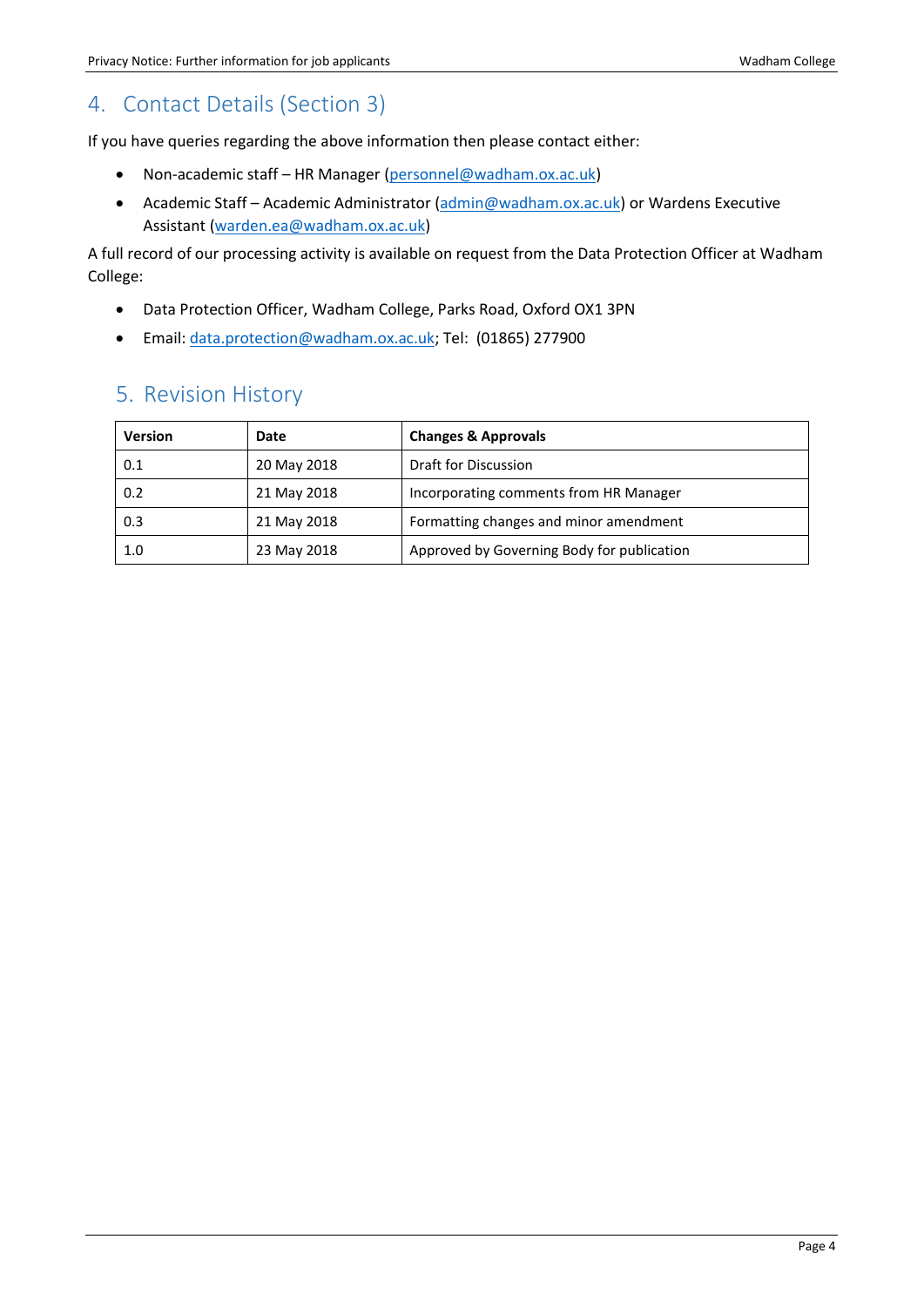## 4. Contact Details (Section 3)

If you have queries regarding the above information then please contact either:

- Non-academic staff – HR Manager (personnel@wadham.ox.ac.uk)
- Academic Staff – Academic Administrator (admin@wadham.ox.ac.uk) or Wardens Executive Assistant (warden.ea@wadham.ox.ac.uk)

A full record of our processing activity is available on request from the Data Protection Officer at Wadham College:

- Data Protection Officer, Wadham College, Parks Road, Oxford OX1 3PN
- Email: data.protection@wadham.ox.ac.uk; Tel: (01865) 277900

## 5. Revision History

| Version | Date | Changes & Approvals |
|---|---|---|
| 0.1 | 20 May 2018 | Draft for Discussion |
| 0.2 | 21 May 2018 | Incorporating comments from HR Manager |
| 0.3 | 21 May 2018 | Formatting changes and minor amendment |
| 1.0 | 23 May 2018 | Approved by Governing Body for publication |